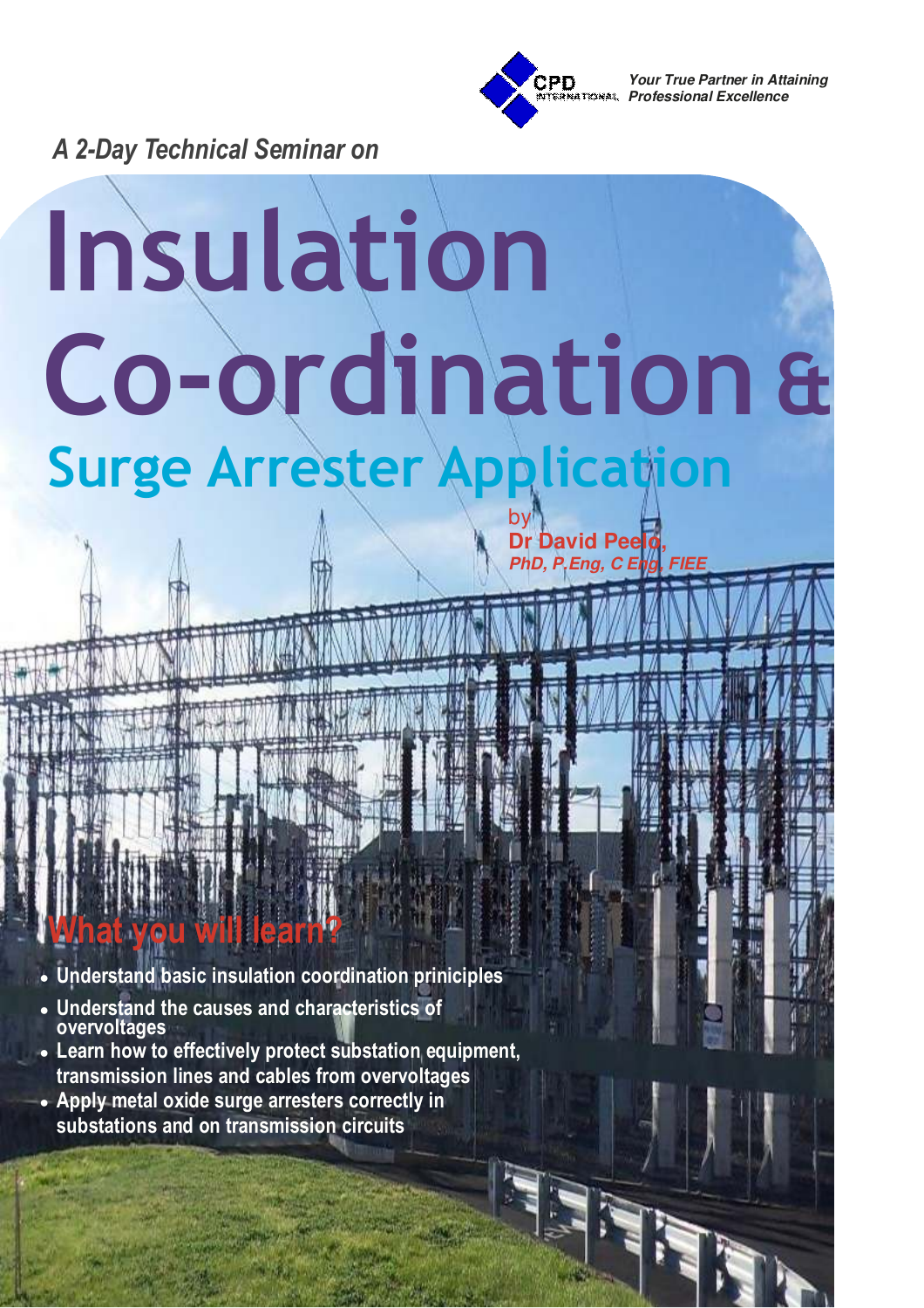CPD International

*Your True Partner in Attaining Professional Excellence*

***A 2-Day Technical Seminar on***

# Insulation Co-ordination &

## Surge Arrester Application

by

**Dr David Peelo,**

***PhD, P.Eng, C Eng, FIEE***

## What you will learn?

- **Understand basic insulation coordination priniciples**
- **Understand the causes and characteristics of overvoltages**
- **Learn how to effectively protect substation equipment, transmission lines and cables from overvoltages**
- **Apply metal oxide surge arresters correctly in substations and on transmission circuits**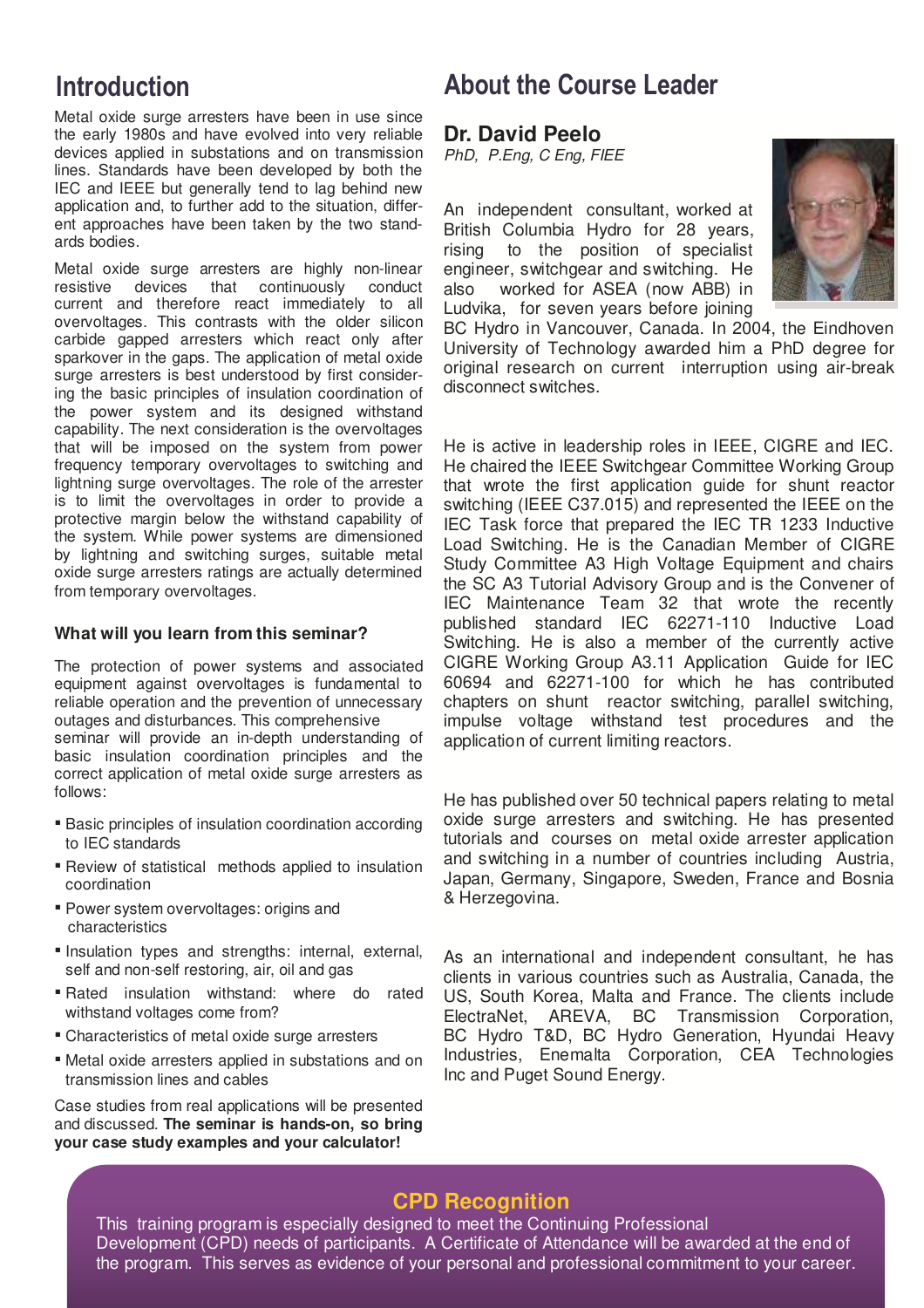## Introduction

Metal oxide surge arresters have been in use since the early 1980s and have evolved into very reliable devices applied in substations and on transmission lines. Standards have been developed by both the IEC and IEEE but generally tend to lag behind new application and, to further add to the situation, different approaches have been taken by the two standards bodies.

Metal oxide surge arresters are highly non-linear resistive devices that continuously conduct current and therefore react immediately to all overvoltages. This contrasts with the older silicon carbide gapped arresters which react only after sparkover in the gaps. The application of metal oxide surge arresters is best understood by first considering the basic principles of insulation coordination of the power system and its designed withstand capability. The next consideration is the overvoltages that will be imposed on the system from power frequency temporary overvoltages to switching and lightning surge overvoltages. The role of the arrester is to limit the overvoltages in order to provide a protective margin below the withstand capability of the system. While power systems are dimensioned by lightning and switching surges, suitable metal oxide surge arresters ratings are actually determined from temporary overvoltages.

### What will you learn from this seminar?

The protection of power systems and associated equipment against overvoltages is fundamental to reliable operation and the prevention of unnecessary outages and disturbances. This comprehensive seminar will provide an in-depth understanding of basic insulation coordination principles and the correct application of metal oxide surge arresters as follows:

- Basic principles of insulation coordination according to IEC standards
- Review of statistical methods applied to insulation coordination
- Power system overvoltages: origins and characteristics
- Insulation types and strengths: internal, external, self and non-self restoring, air, oil and gas
- Rated insulation withstand: where do rated withstand voltages come from?
- Characteristics of metal oxide surge arresters
- Metal oxide arresters applied in substations and on transmission lines and cables

Case studies from real applications will be presented and discussed. **The seminar is hands-on, so bring your case study examples and your calculator!**

## About the Course Leader

### Dr. David Peelo

*PhD, P.Eng, C Eng, FIEE*

An independent consultant, worked at British Columbia Hydro for 28 years, rising to the position of specialist engineer, switchgear and switching. He also worked for ASEA (now ABB) in Ludvika, for seven years before joining BC Hydro in Vancouver, Canada. In 2004, the Eindhoven University of Technology awarded him a PhD degree for original research on current interruption using air-break disconnect switches.

He is active in leadership roles in IEEE, CIGRE and IEC. He chaired the IEEE Switchgear Committee Working Group that wrote the first application guide for shunt reactor switching (IEEE C37.015) and represented the IEEE on the IEC Task force that prepared the IEC TR 1233 Inductive Load Switching. He is the Canadian Member of CIGRE Study Committee A3 High Voltage Equipment and chairs the SC A3 Tutorial Advisory Group and is the Convener of IEC Maintenance Team 32 that wrote the recently published standard IEC 62271-110 Inductive Load Switching. He is also a member of the currently active CIGRE Working Group A3.11 Application Guide for IEC 60694 and 62271-100 for which he has contributed chapters on shunt reactor switching, parallel switching, impulse voltage withstand test procedures and the application of current limiting reactors.

He has published over 50 technical papers relating to metal oxide surge arresters and switching. He has presented tutorials and courses on metal oxide arrester application and switching in a number of countries including Austria, Japan, Germany, Singapore, Sweden, France and Bosnia & Herzegovina.

As an international and independent consultant, he has clients in various countries such as Australia, Canada, the US, South Korea, Malta and France. The clients include ElectraNet, AREVA, BC Transmission Corporation, BC Hydro T&D, BC Hydro Generation, Hyundai Heavy Industries, Enemalta Corporation, CEA Technologies Inc and Puget Sound Energy.

## CPD Recognition

This training program is especially designed to meet the Continuing Professional Development (CPD) needs of participants. A Certificate of Attendance will be awarded at the end of the program. This serves as evidence of your personal and professional commitment to your career.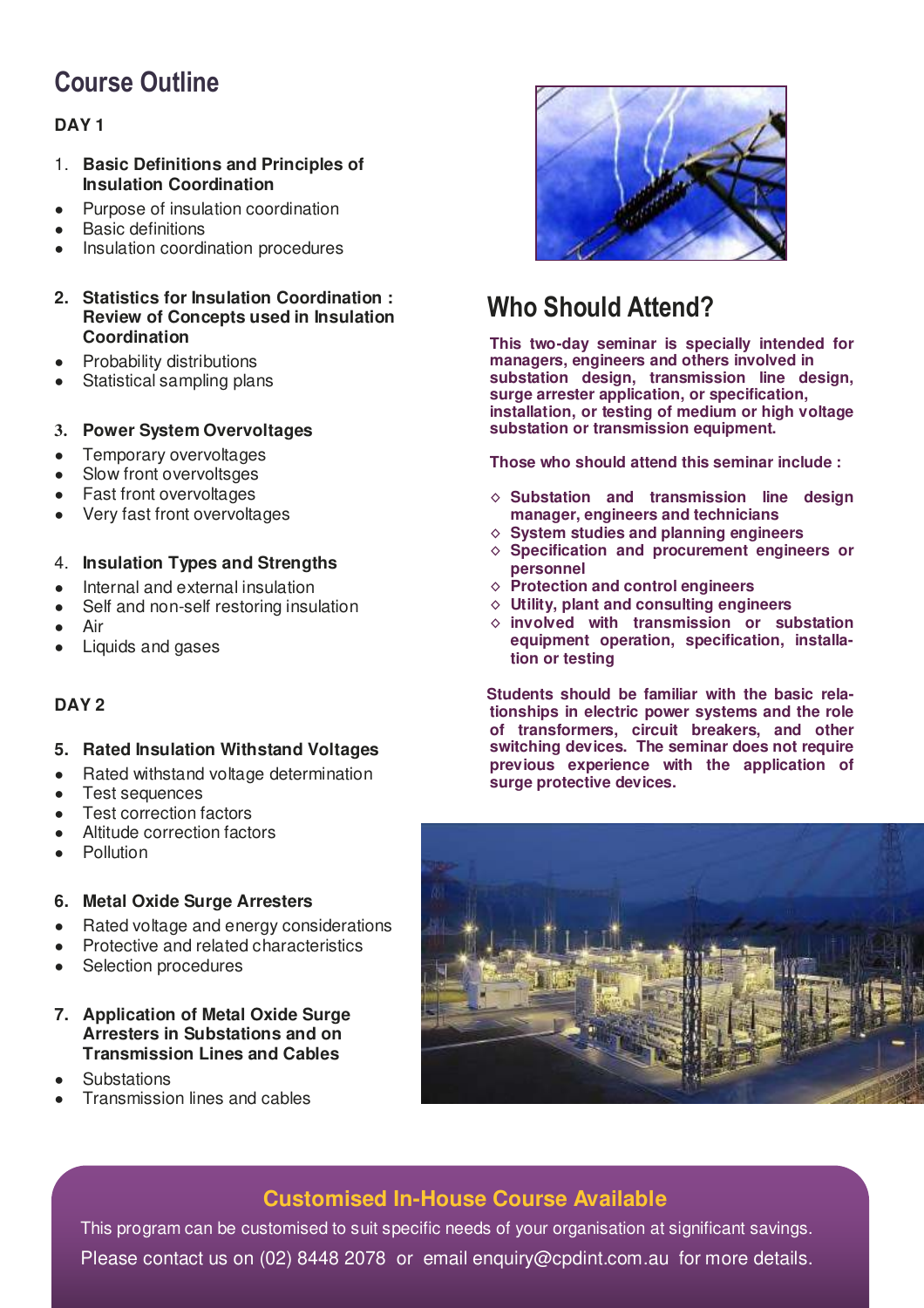# Course Outline

## DAY 1

1. **Basic Definitions and Principles of Insulation Coordination**

- Purpose of insulation coordination
- Basic definitions
- Insulation coordination procedures

2. **Statistics for Insulation Coordination : Review of Concepts used in Insulation Coordination**

- Probability distributions
- Statistical sampling plans

3. **Power System Overvoltages**

- Temporary overvoltages
- Slow front overvoltsges
- Fast front overvoltages
- Very fast front overvoltages

4. **Insulation Types and Strengths**

- Internal and external insulation
- Self and non-self restoring insulation
- Air
- Liquids and gases

## DAY 2

5. **Rated Insulation Withstand Voltages**

- Rated withstand voltage determination
- Test sequences
- Test correction factors
- Altitude correction factors
- Pollution

6. **Metal Oxide Surge Arresters**

- Rated voltage and energy considerations
- Protective and related characteristics
- Selection procedures

7. **Application of Metal Oxide Surge Arresters in Substations and on Transmission Lines and Cables**

- Substations
- Transmission lines and cables

# Who Should Attend?

**This two-day seminar is specially intended for managers, engineers and others involved in substation design, transmission line design, surge arrester application, or specification, installation, or testing of medium or high voltage substation or transmission equipment.**

**Those who should attend this seminar include :**

- ◇ **Substation and transmission line design manager, engineers and technicians**
- ◇ **System studies and planning engineers**
- ◇ **Specification and procurement engineers or personnel**
- ◇ **Protection and control engineers**
- ◇ **Utility, plant and consulting engineers**
- ◇ **involved with transmission or substation equipment operation, specification, installation or testing**

**Students should be familiar with the basic relationships in electric power systems and the role of transformers, circuit breakers, and other switching devices. The seminar does not require previous experience with the application of surge protective devices.**

## Customised In-House Course Available

This program can be customised to suit specific needs of your organisation at significant savings.
Please contact us on (02) 8448 2078 or email enquiry@cpdint.com.au for more details.